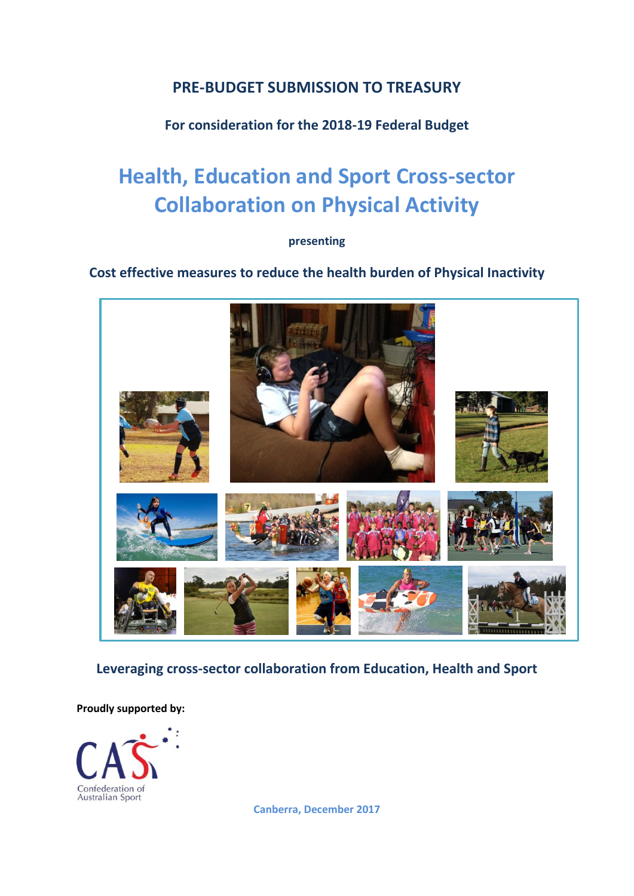**PRE-BUDGET SUBMISSION TO TREASURY**

**For consideration for the 2018-19 Federal Budget**

# Health, Education and Sport Cross-sector Collaboration on Physical Activity

**presenting**

**Cost effective measures to reduce the health burden of Physical Inactivity**

**Leveraging cross-sector collaboration from Education, Health and Sport**

**Proudly supported by:**

Confederation of Australian Sport

Canberra, December 2017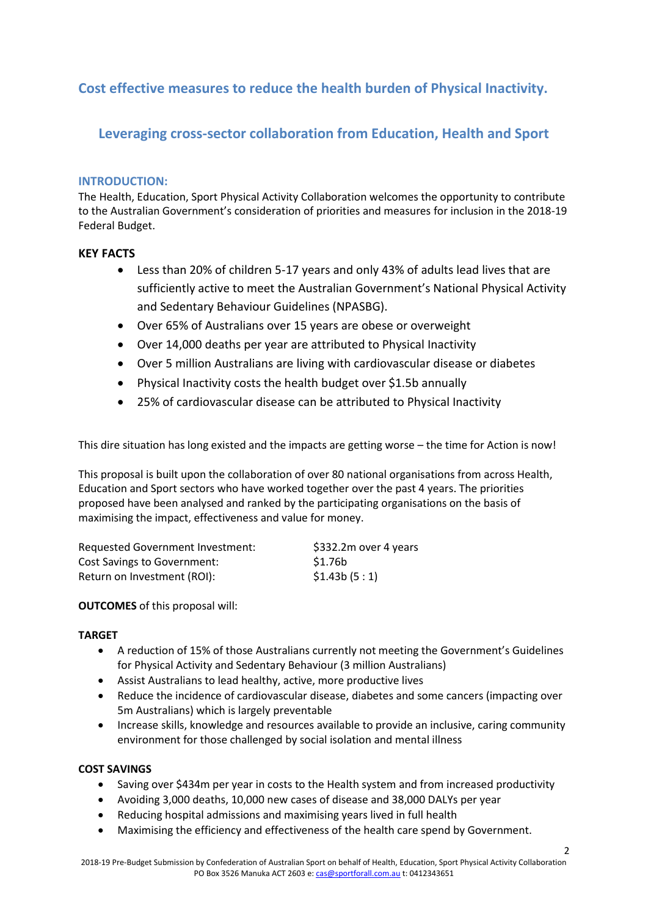## Cost effective measures to reduce the health burden of Physical Inactivity.

### Leveraging cross-sector collaboration from Education, Health and Sport

#### INTRODUCTION:

The Health, Education, Sport Physical Activity Collaboration welcomes the opportunity to contribute to the Australian Government's consideration of priorities and measures for inclusion in the 2018-19 Federal Budget.

**KEY FACTS**

- Less than 20% of children 5-17 years and only 43% of adults lead lives that are sufficiently active to meet the Australian Government's National Physical Activity and Sedentary Behaviour Guidelines (NPASBG).
- Over 65% of Australians over 15 years are obese or overweight
- Over 14,000 deaths per year are attributed to Physical Inactivity
- Over 5 million Australians are living with cardiovascular disease or diabetes
- Physical Inactivity costs the health budget over $1.5b annually
- 25% of cardiovascular disease can be attributed to Physical Inactivity

This dire situation has long existed and the impacts are getting worse – the time for Action is now!

This proposal is built upon the collaboration of over 80 national organisations from across Health, Education and Sport sectors who have worked together over the past 4 years. The priorities proposed have been analysed and ranked by the participating organisations on the basis of maximising the impact, effectiveness and value for money.

| | |
|---|---|
| Requested Government Investment: | $332.2m over 4 years |
| Cost Savings to Government: | $1.76b |
| Return on Investment (ROI): | $1.43b (5 : 1) |

**OUTCOMES** of this proposal will:

**TARGET**

- A reduction of 15% of those Australians currently not meeting the Government's Guidelines for Physical Activity and Sedentary Behaviour (3 million Australians)
- Assist Australians to lead healthy, active, more productive lives
- Reduce the incidence of cardiovascular disease, diabetes and some cancers (impacting over 5m Australians) which is largely preventable
- Increase skills, knowledge and resources available to provide an inclusive, caring community environment for those challenged by social isolation and mental illness

**COST SAVINGS**

- Saving over $434m per year in costs to the Health system and from increased productivity
- Avoiding 3,000 deaths, 10,000 new cases of disease and 38,000 DALYs per year
- Reducing hospital admissions and maximising years lived in full health
- Maximising the efficiency and effectiveness of the health care spend by Government.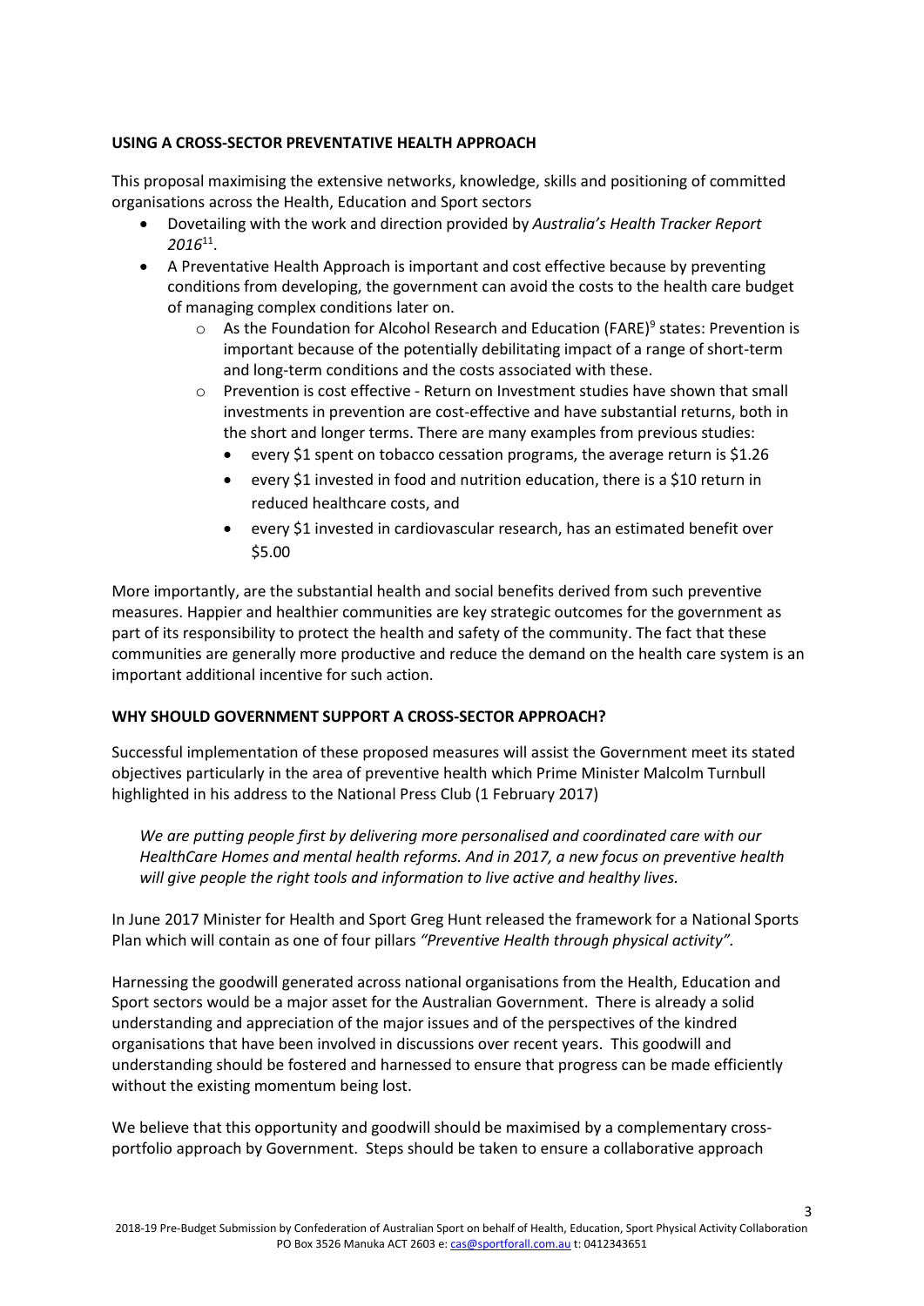## USING A CROSS-SECTOR PREVENTATIVE HEALTH APPROACH

This proposal maximising the extensive networks, knowledge, skills and positioning of committed organisations across the Health, Education and Sport sectors

- Dovetailing with the work and direction provided by *Australia's Health Tracker Report 2016*[11].
- A Preventative Health Approach is important and cost effective because by preventing conditions from developing, the government can avoid the costs to the health care budget of managing complex conditions later on.
  - As the Foundation for Alcohol Research and Education (FARE)[9] states: Prevention is important because of the potentially debilitating impact of a range of short-term and long-term conditions and the costs associated with these.
  - Prevention is cost effective - Return on Investment studies have shown that small investments in prevention are cost-effective and have substantial returns, both in the short and longer terms. There are many examples from previous studies:
    - every \$1 spent on tobacco cessation programs, the average return is \$1.26
    - every \$1 invested in food and nutrition education, there is a \$10 return in reduced healthcare costs, and
    - every \$1 invested in cardiovascular research, has an estimated benefit over \$5.00

More importantly, are the substantial health and social benefits derived from such preventive measures. Happier and healthier communities are key strategic outcomes for the government as part of its responsibility to protect the health and safety of the community. The fact that these communities are generally more productive and reduce the demand on the health care system is an important additional incentive for such action.

## WHY SHOULD GOVERNMENT SUPPORT A CROSS-SECTOR APPROACH?

Successful implementation of these proposed measures will assist the Government meet its stated objectives particularly in the area of preventive health which Prime Minister Malcolm Turnbull highlighted in his address to the National Press Club (1 February 2017)

> *We are putting people first by delivering more personalised and coordinated care with our HealthCare Homes and mental health reforms. And in 2017, a new focus on preventive health will give people the right tools and information to live active and healthy lives.*

In June 2017 Minister for Health and Sport Greg Hunt released the framework for a National Sports Plan which will contain as one of four pillars *"Preventive Health through physical activity".*

Harnessing the goodwill generated across national organisations from the Health, Education and Sport sectors would be a major asset for the Australian Government. There is already a solid understanding and appreciation of the major issues and of the perspectives of the kindred organisations that have been involved in discussions over recent years. This goodwill and understanding should be fostered and harnessed to ensure that progress can be made efficiently without the existing momentum being lost.

We believe that this opportunity and goodwill should be maximised by a complementary cross-portfolio approach by Government. Steps should be taken to ensure a collaborative approach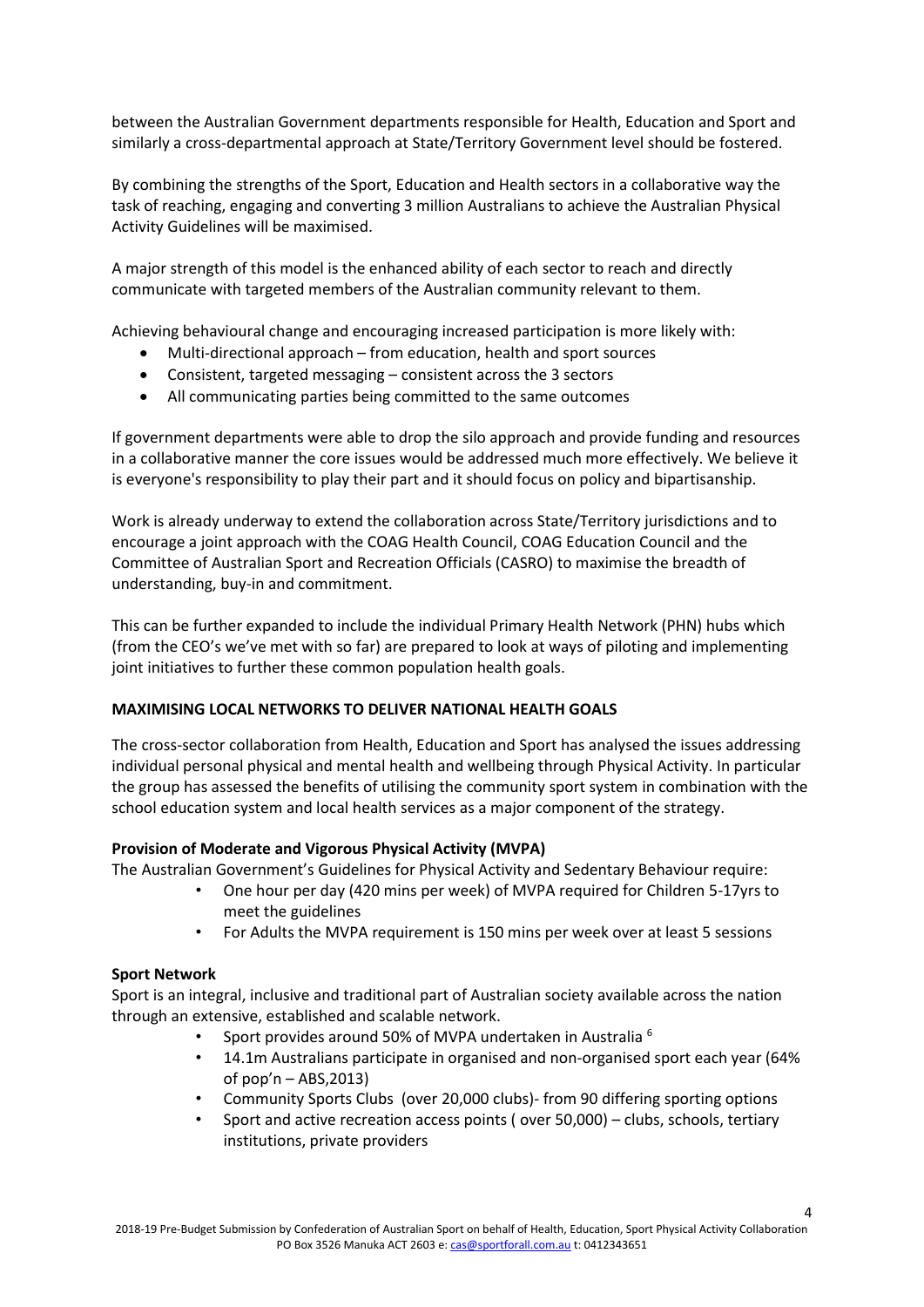between the Australian Government departments responsible for Health, Education and Sport and similarly a cross-departmental approach at State/Territory Government level should be fostered.

By combining the strengths of the Sport, Education and Health sectors in a collaborative way the task of reaching, engaging and converting 3 million Australians to achieve the Australian Physical Activity Guidelines will be maximised.

A major strength of this model is the enhanced ability of each sector to reach and directly communicate with targeted members of the Australian community relevant to them.

Achieving behavioural change and encouraging increased participation is more likely with:

- Multi-directional approach – from education, health and sport sources
- Consistent, targeted messaging – consistent across the 3 sectors
- All communicating parties being committed to the same outcomes

If government departments were able to drop the silo approach and provide funding and resources in a collaborative manner the core issues would be addressed much more effectively. We believe it is everyone's responsibility to play their part and it should focus on policy and bipartisanship.

Work is already underway to extend the collaboration across State/Territory jurisdictions and to encourage a joint approach with the COAG Health Council, COAG Education Council and the Committee of Australian Sport and Recreation Officials (CASRO) to maximise the breadth of understanding, buy-in and commitment.

This can be further expanded to include the individual Primary Health Network (PHN) hubs which (from the CEO's we've met with so far) are prepared to look at ways of piloting and implementing joint initiatives to further these common population health goals.

## MAXIMISING LOCAL NETWORKS TO DELIVER NATIONAL HEALTH GOALS

The cross-sector collaboration from Health, Education and Sport has analysed the issues addressing individual personal physical and mental health and wellbeing through Physical Activity. In particular the group has assessed the benefits of utilising the community sport system in combination with the school education system and local health services as a major component of the strategy.

### Provision of Moderate and Vigorous Physical Activity (MVPA)

The Australian Government's Guidelines for Physical Activity and Sedentary Behaviour require:

- One hour per day (420 mins per week) of MVPA required for Children 5-17yrs to meet the guidelines
- For Adults the MVPA requirement is 150 mins per week over at least 5 sessions

### Sport Network

Sport is an integral, inclusive and traditional part of Australian society available across the nation through an extensive, established and scalable network.

- Sport provides around 50% of MVPA undertaken in Australia [6]
- 14.1m Australians participate in organised and non-organised sport each year (64% of pop'n – ABS,2013)
- Community Sports Clubs (over 20,000 clubs)- from 90 differing sporting options
- Sport and active recreation access points ( over 50,000) – clubs, schools, tertiary institutions, private providers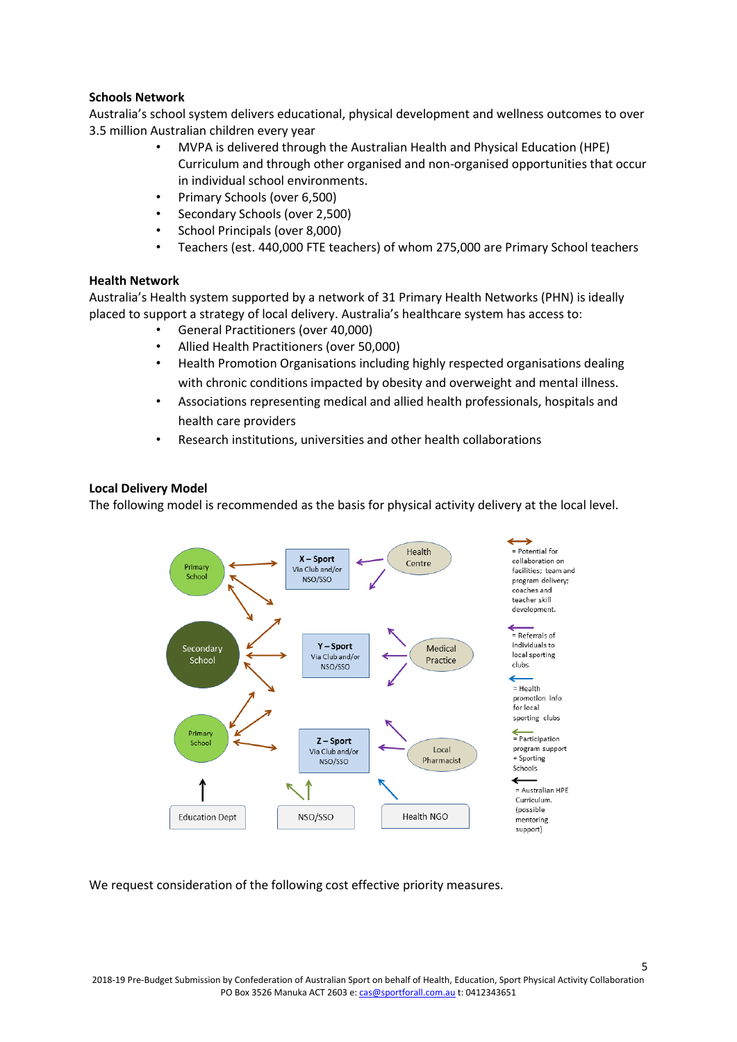### Schools Network

Australia's school system delivers educational, physical development and wellness outcomes to over 3.5 million Australian children every year

- MVPA is delivered through the Australian Health and Physical Education (HPE) Curriculum and through other organised and non-organised opportunities that occur in individual school environments.
- Primary Schools (over 6,500)
- Secondary Schools (over 2,500)
- School Principals (over 8,000)
- Teachers (est. 440,000 FTE teachers) of whom 275,000 are Primary School teachers

### Health Network

Australia's Health system supported by a network of 31 Primary Health Networks (PHN) is ideally placed to support a strategy of local delivery. Australia's healthcare system has access to:

- General Practitioners (over 40,000)
- Allied Health Practitioners (over 50,000)
- Health Promotion Organisations including highly respected organisations dealing with chronic conditions impacted by obesity and overweight and mental illness.
- Associations representing medical and allied health professionals, hospitals and health care providers
- Research institutions, universities and other health collaborations

### Local Delivery Model

The following model is recommended as the basis for physical activity delivery at the local level.

We request consideration of the following cost effective priority measures.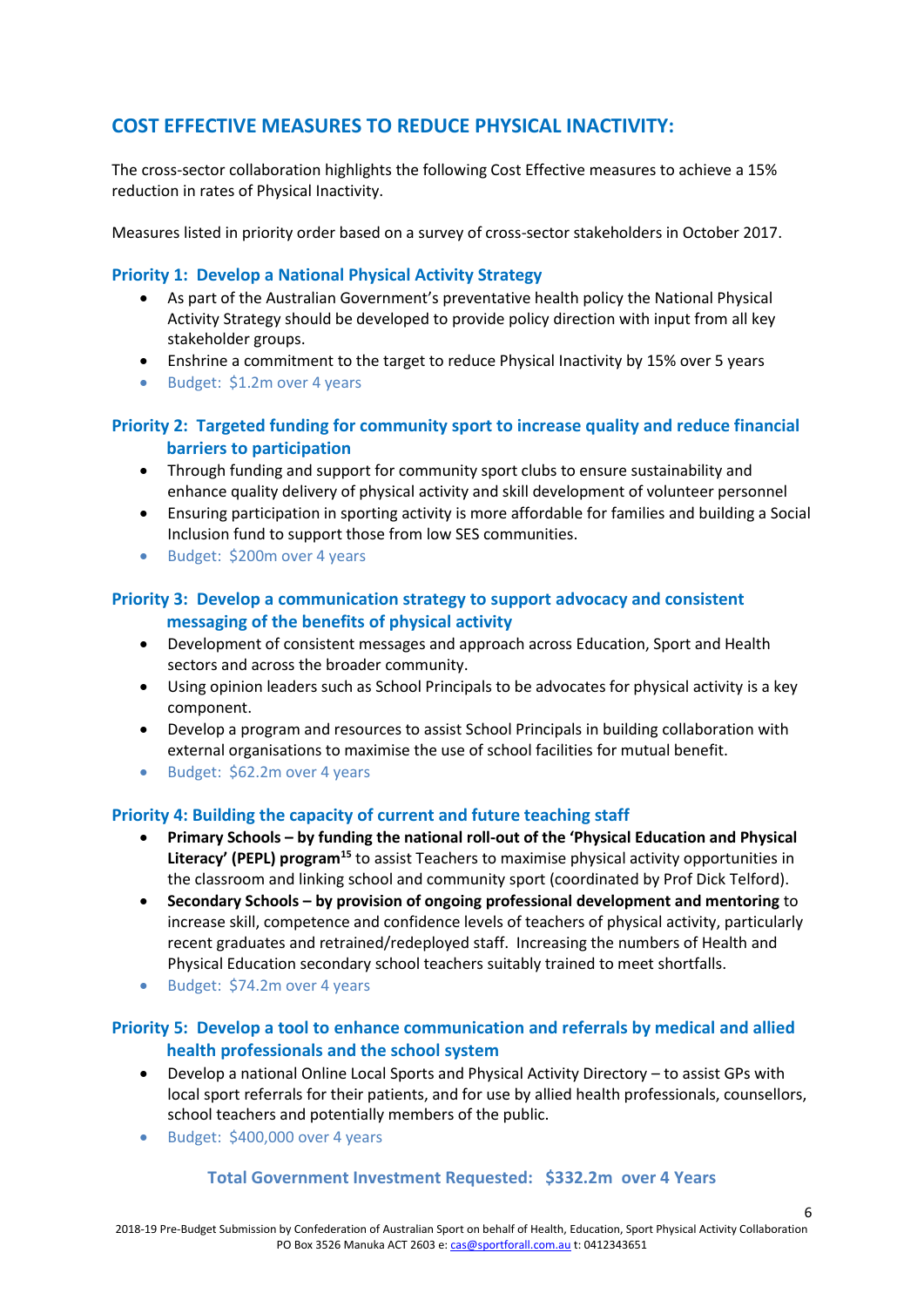## COST EFFECTIVE MEASURES TO REDUCE PHYSICAL INACTIVITY:

The cross-sector collaboration highlights the following Cost Effective measures to achieve a 15% reduction in rates of Physical Inactivity.

Measures listed in priority order based on a survey of cross-sector stakeholders in October 2017.

### Priority 1: Develop a National Physical Activity Strategy

- As part of the Australian Government's preventative health policy the National Physical Activity Strategy should be developed to provide policy direction with input from all key stakeholder groups.
- Enshrine a commitment to the target to reduce Physical Inactivity by 15% over 5 years
- Budget: $1.2m over 4 years

### Priority 2: Targeted funding for community sport to increase quality and reduce financial barriers to participation

- Through funding and support for community sport clubs to ensure sustainability and enhance quality delivery of physical activity and skill development of volunteer personnel
- Ensuring participation in sporting activity is more affordable for families and building a Social Inclusion fund to support those from low SES communities.
- Budget: $200m over 4 years

### Priority 3: Develop a communication strategy to support advocacy and consistent messaging of the benefits of physical activity

- Development of consistent messages and approach across Education, Sport and Health sectors and across the broader community.
- Using opinion leaders such as School Principals to be advocates for physical activity is a key component.
- Develop a program and resources to assist School Principals in building collaboration with external organisations to maximise the use of school facilities for mutual benefit.
- Budget: $62.2m over 4 years

### Priority 4: Building the capacity of current and future teaching staff

- **Primary Schools – by funding the national roll-out of the 'Physical Education and Physical Literacy' (PEPL) program**[15] to assist Teachers to maximise physical activity opportunities in the classroom and linking school and community sport (coordinated by Prof Dick Telford).
- **Secondary Schools – by provision of ongoing professional development and mentoring** to increase skill, competence and confidence levels of teachers of physical activity, particularly recent graduates and retrained/redeployed staff. Increasing the numbers of Health and Physical Education secondary school teachers suitably trained to meet shortfalls.
- Budget: $74.2m over 4 years

### Priority 5: Develop a tool to enhance communication and referrals by medical and allied health professionals and the school system

- Develop a national Online Local Sports and Physical Activity Directory – to assist GPs with local sport referrals for their patients, and for use by allied health professionals, counsellors, school teachers and potentially members of the public.
- Budget: $400,000 over 4 years

**Total Government Investment Requested: $332.2m over 4 Years**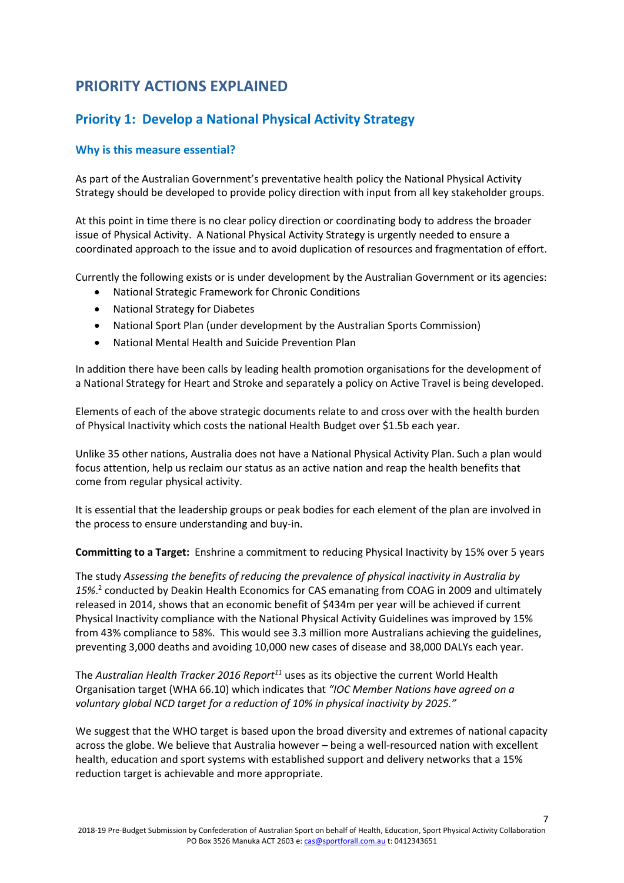# PRIORITY ACTIONS EXPLAINED

## Priority 1: Develop a National Physical Activity Strategy

### Why is this measure essential?

As part of the Australian Government's preventative health policy the National Physical Activity Strategy should be developed to provide policy direction with input from all key stakeholder groups.

At this point in time there is no clear policy direction or coordinating body to address the broader issue of Physical Activity. A National Physical Activity Strategy is urgently needed to ensure a coordinated approach to the issue and to avoid duplication of resources and fragmentation of effort.

Currently the following exists or is under development by the Australian Government or its agencies:

- National Strategic Framework for Chronic Conditions
- National Strategy for Diabetes
- National Sport Plan (under development by the Australian Sports Commission)
- National Mental Health and Suicide Prevention Plan

In addition there have been calls by leading health promotion organisations for the development of a National Strategy for Heart and Stroke and separately a policy on Active Travel is being developed.

Elements of each of the above strategic documents relate to and cross over with the health burden of Physical Inactivity which costs the national Health Budget over $1.5b each year.

Unlike 35 other nations, Australia does not have a National Physical Activity Plan. Such a plan would focus attention, help us reclaim our status as an active nation and reap the health benefits that come from regular physical activity.

It is essential that the leadership groups or peak bodies for each element of the plan are involved in the process to ensure understanding and buy-in.

**Committing to a Target:** Enshrine a commitment to reducing Physical Inactivity by 15% over 5 years

The study *Assessing the benefits of reducing the prevalence of physical inactivity in Australia by 15%*.[2] conducted by Deakin Health Economics for CAS emanating from COAG in 2009 and ultimately released in 2014, shows that an economic benefit of $434m per year will be achieved if current Physical Inactivity compliance with the National Physical Activity Guidelines was improved by 15% from 43% compliance to 58%. This would see 3.3 million more Australians achieving the guidelines, preventing 3,000 deaths and avoiding 10,000 new cases of disease and 38,000 DALYs each year.

The *Australian Health Tracker 2016 Report*[11] uses as its objective the current World Health Organisation target (WHA 66.10) which indicates that *"IOC Member Nations have agreed on a voluntary global NCD target for a reduction of 10% in physical inactivity by 2025."*

We suggest that the WHO target is based upon the broad diversity and extremes of national capacity across the globe. We believe that Australia however – being a well-resourced nation with excellent health, education and sport systems with established support and delivery networks that a 15% reduction target is achievable and more appropriate.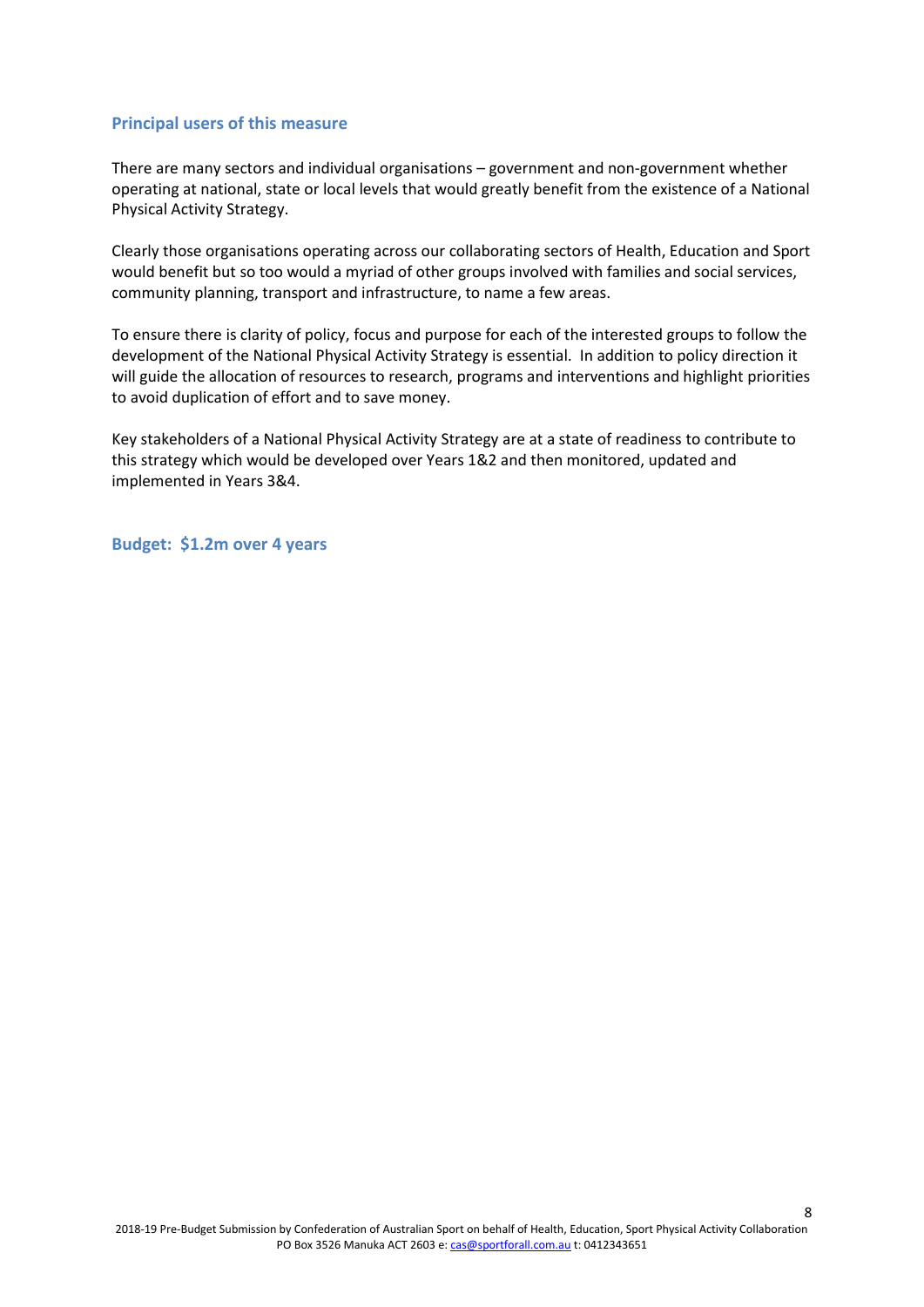### Principal users of this measure

There are many sectors and individual organisations – government and non-government whether operating at national, state or local levels that would greatly benefit from the existence of a National Physical Activity Strategy.

Clearly those organisations operating across our collaborating sectors of Health, Education and Sport would benefit but so too would a myriad of other groups involved with families and social services, community planning, transport and infrastructure, to name a few areas.

To ensure there is clarity of policy, focus and purpose for each of the interested groups to follow the development of the National Physical Activity Strategy is essential. In addition to policy direction it will guide the allocation of resources to research, programs and interventions and highlight priorities to avoid duplication of effort and to save money.

Key stakeholders of a National Physical Activity Strategy are at a state of readiness to contribute to this strategy which would be developed over Years 1&2 and then monitored, updated and implemented in Years 3&4.

### Budget: $1.2m over 4 years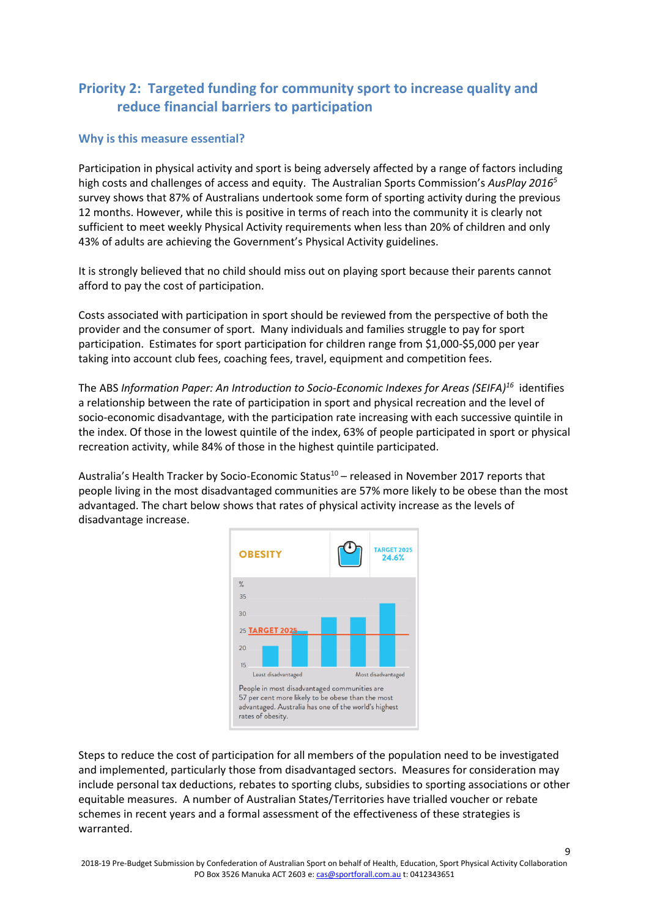## Priority 2: Targeted funding for community sport to increase quality and reduce financial barriers to participation

### Why is this measure essential?

Participation in physical activity and sport is being adversely affected by a range of factors including high costs and challenges of access and equity. The Australian Sports Commission's *AusPlay 2016*[5] survey shows that 87% of Australians undertook some form of sporting activity during the previous 12 months. However, while this is positive in terms of reach into the community it is clearly not sufficient to meet weekly Physical Activity requirements when less than 20% of children and only 43% of adults are achieving the Government's Physical Activity guidelines.

It is strongly believed that no child should miss out on playing sport because their parents cannot afford to pay the cost of participation.

Costs associated with participation in sport should be reviewed from the perspective of both the provider and the consumer of sport. Many individuals and families struggle to pay for sport participation. Estimates for sport participation for children range from $1,000-$5,000 per year taking into account club fees, coaching fees, travel, equipment and competition fees.

The ABS *Information Paper: An Introduction to Socio-Economic Indexes for Areas (SEIFA)*[16] identifies a relationship between the rate of participation in sport and physical recreation and the level of socio-economic disadvantage, with the participation rate increasing with each successive quintile in the index. Of those in the lowest quintile of the index, 63% of people participated in sport or physical recreation activity, while 84% of those in the highest quintile participated.

Australia's Health Tracker by Socio-Economic Status[10] – released in November 2017 reports that people living in the most disadvantaged communities are 57% more likely to be obese than the most advantaged. The chart below shows that rates of physical activity increase as the levels of disadvantage increase.

OBESITY — TARGET 2025 24.6%

People in most disadvantaged communities are 57 per cent more likely to be obese than the most advantaged. Australia has one of the world's highest rates of obesity.

Steps to reduce the cost of participation for all members of the population need to be investigated and implemented, particularly those from disadvantaged sectors. Measures for consideration may include personal tax deductions, rebates to sporting clubs, subsidies to sporting associations or other equitable measures. A number of Australian States/Territories have trialled voucher or rebate schemes in recent years and a formal assessment of the effectiveness of these strategies is warranted.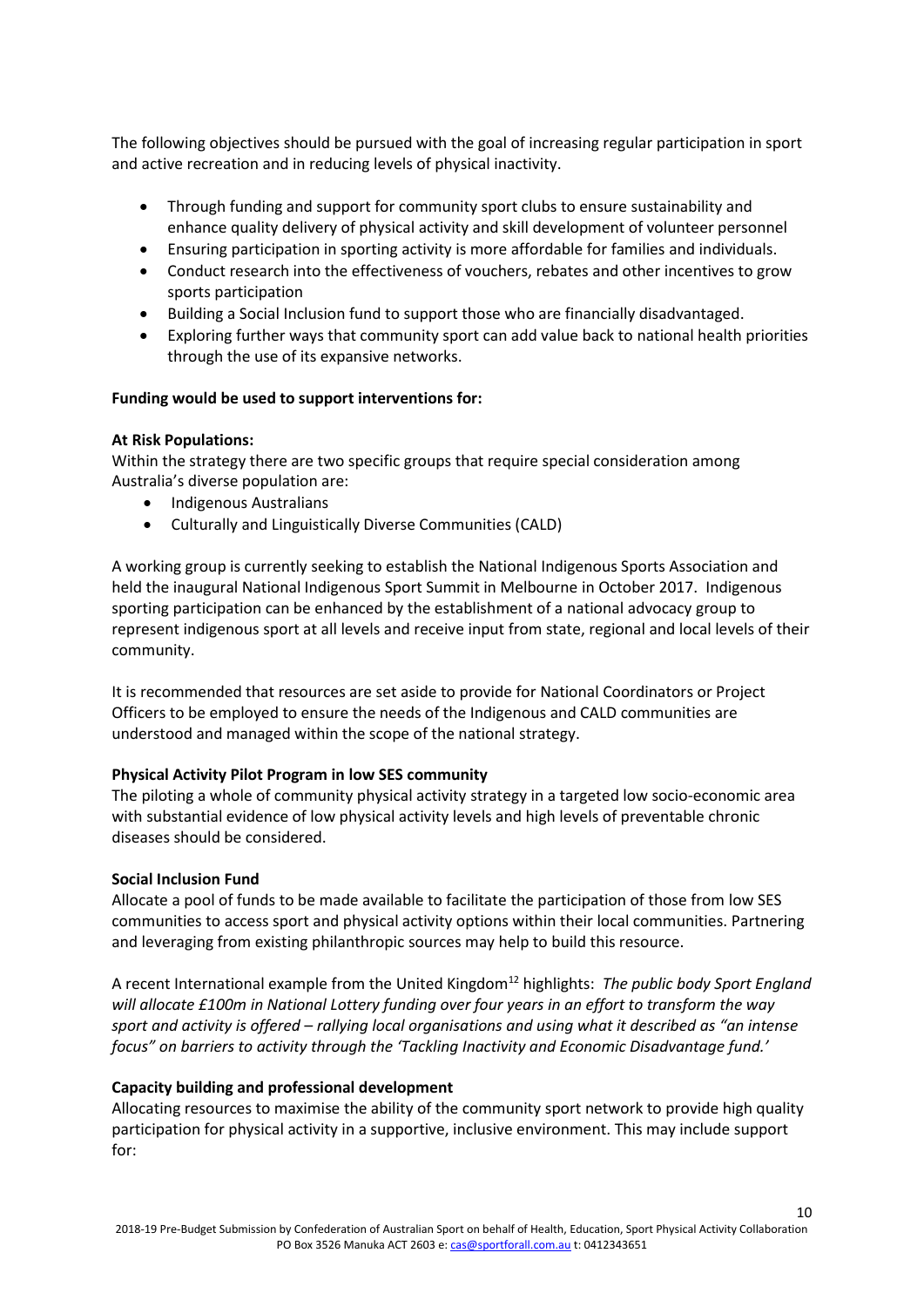The following objectives should be pursued with the goal of increasing regular participation in sport and active recreation and in reducing levels of physical inactivity.

- Through funding and support for community sport clubs to ensure sustainability and enhance quality delivery of physical activity and skill development of volunteer personnel
- Ensuring participation in sporting activity is more affordable for families and individuals.
- Conduct research into the effectiveness of vouchers, rebates and other incentives to grow sports participation
- Building a Social Inclusion fund to support those who are financially disadvantaged.
- Exploring further ways that community sport can add value back to national health priorities through the use of its expansive networks.

**Funding would be used to support interventions for:**

**At Risk Populations:**
Within the strategy there are two specific groups that require special consideration among Australia's diverse population are:

- Indigenous Australians
- Culturally and Linguistically Diverse Communities (CALD)

A working group is currently seeking to establish the National Indigenous Sports Association and held the inaugural National Indigenous Sport Summit in Melbourne in October 2017. Indigenous sporting participation can be enhanced by the establishment of a national advocacy group to represent indigenous sport at all levels and receive input from state, regional and local levels of their community.

It is recommended that resources are set aside to provide for National Coordinators or Project Officers to be employed to ensure the needs of the Indigenous and CALD communities are understood and managed within the scope of the national strategy.

**Physical Activity Pilot Program in low SES community**
The piloting a whole of community physical activity strategy in a targeted low socio-economic area with substantial evidence of low physical activity levels and high levels of preventable chronic diseases should be considered.

**Social Inclusion Fund**
Allocate a pool of funds to be made available to facilitate the participation of those from low SES communities to access sport and physical activity options within their local communities. Partnering and leveraging from existing philanthropic sources may help to build this resource.

A recent International example from the United Kingdom[12] highlights: *The public body Sport England will allocate £100m in National Lottery funding over four years in an effort to transform the way sport and activity is offered – rallying local organisations and using what it described as "an intense focus" on barriers to activity through the 'Tackling Inactivity and Economic Disadvantage fund.'*

**Capacity building and professional development**
Allocating resources to maximise the ability of the community sport network to provide high quality participation for physical activity in a supportive, inclusive environment. This may include support for: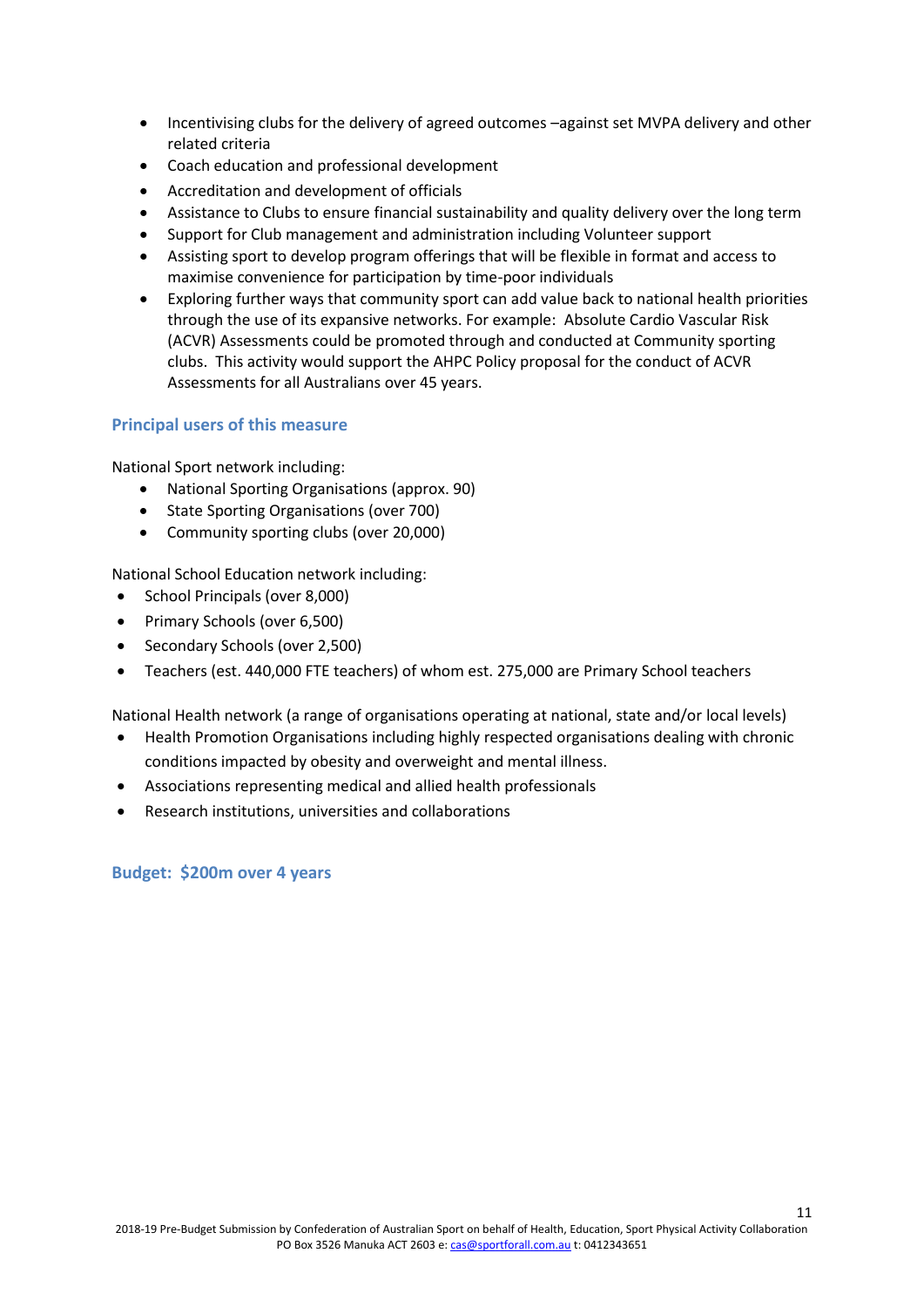- Incentivising clubs for the delivery of agreed outcomes –against set MVPA delivery and other related criteria
- Coach education and professional development
- Accreditation and development of officials
- Assistance to Clubs to ensure financial sustainability and quality delivery over the long term
- Support for Club management and administration including Volunteer support
- Assisting sport to develop program offerings that will be flexible in format and access to maximise convenience for participation by time-poor individuals
- Exploring further ways that community sport can add value back to national health priorities through the use of its expansive networks. For example: Absolute Cardio Vascular Risk (ACVR) Assessments could be promoted through and conducted at Community sporting clubs. This activity would support the AHPC Policy proposal for the conduct of ACVR Assessments for all Australians over 45 years.

### Principal users of this measure

National Sport network including:

- National Sporting Organisations (approx. 90)
- State Sporting Organisations (over 700)
- Community sporting clubs (over 20,000)

National School Education network including:

- School Principals (over 8,000)
- Primary Schools (over 6,500)
- Secondary Schools (over 2,500)
- Teachers (est. 440,000 FTE teachers) of whom est. 275,000 are Primary School teachers

National Health network (a range of organisations operating at national, state and/or local levels)

- Health Promotion Organisations including highly respected organisations dealing with chronic conditions impacted by obesity and overweight and mental illness.
- Associations representing medical and allied health professionals
- Research institutions, universities and collaborations

### Budget: $200m over 4 years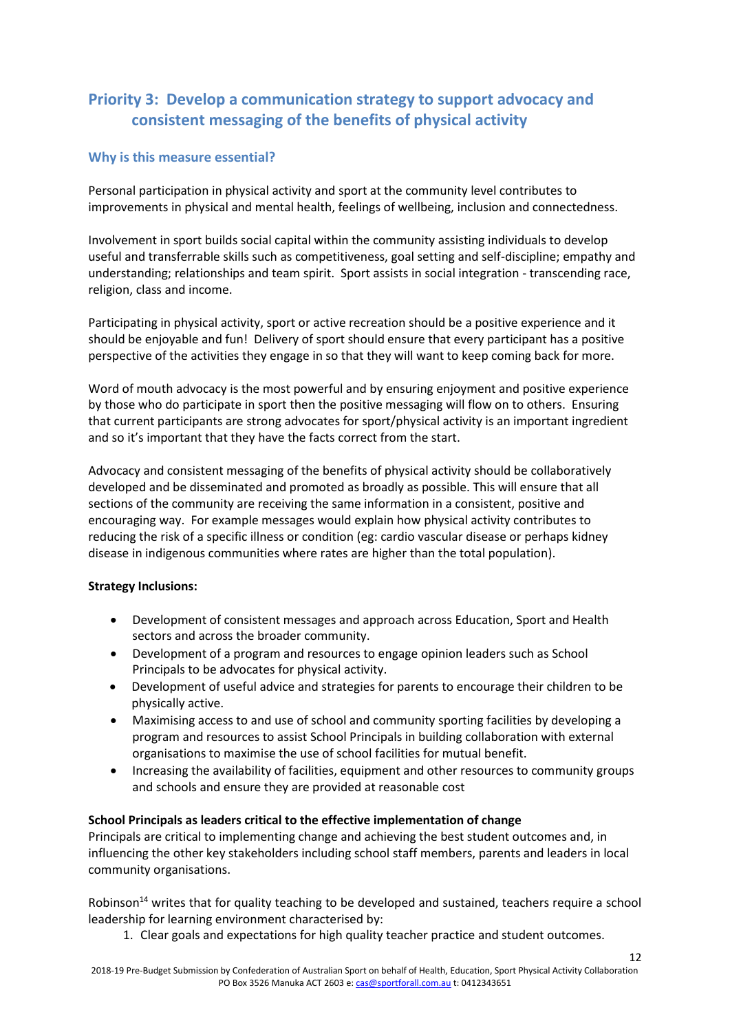## Priority 3: Develop a communication strategy to support advocacy and consistent messaging of the benefits of physical activity

### Why is this measure essential?

Personal participation in physical activity and sport at the community level contributes to improvements in physical and mental health, feelings of wellbeing, inclusion and connectedness.

Involvement in sport builds social capital within the community assisting individuals to develop useful and transferrable skills such as competitiveness, goal setting and self-discipline; empathy and understanding; relationships and team spirit. Sport assists in social integration - transcending race, religion, class and income.

Participating in physical activity, sport or active recreation should be a positive experience and it should be enjoyable and fun! Delivery of sport should ensure that every participant has a positive perspective of the activities they engage in so that they will want to keep coming back for more.

Word of mouth advocacy is the most powerful and by ensuring enjoyment and positive experience by those who do participate in sport then the positive messaging will flow on to others. Ensuring that current participants are strong advocates for sport/physical activity is an important ingredient and so it's important that they have the facts correct from the start.

Advocacy and consistent messaging of the benefits of physical activity should be collaboratively developed and be disseminated and promoted as broadly as possible. This will ensure that all sections of the community are receiving the same information in a consistent, positive and encouraging way. For example messages would explain how physical activity contributes to reducing the risk of a specific illness or condition (eg: cardio vascular disease or perhaps kidney disease in indigenous communities where rates are higher than the total population).

**Strategy Inclusions:**

- Development of consistent messages and approach across Education, Sport and Health sectors and across the broader community.
- Development of a program and resources to engage opinion leaders such as School Principals to be advocates for physical activity.
- Development of useful advice and strategies for parents to encourage their children to be physically active.
- Maximising access to and use of school and community sporting facilities by developing a program and resources to assist School Principals in building collaboration with external organisations to maximise the use of school facilities for mutual benefit.
- Increasing the availability of facilities, equipment and other resources to community groups and schools and ensure they are provided at reasonable cost

**School Principals as leaders critical to the effective implementation of change**

Principals are critical to implementing change and achieving the best student outcomes and, in influencing the other key stakeholders including school staff members, parents and leaders in local community organisations.

Robinson[14] writes that for quality teaching to be developed and sustained, teachers require a school leadership for learning environment characterised by:

1. Clear goals and expectations for high quality teacher practice and student outcomes.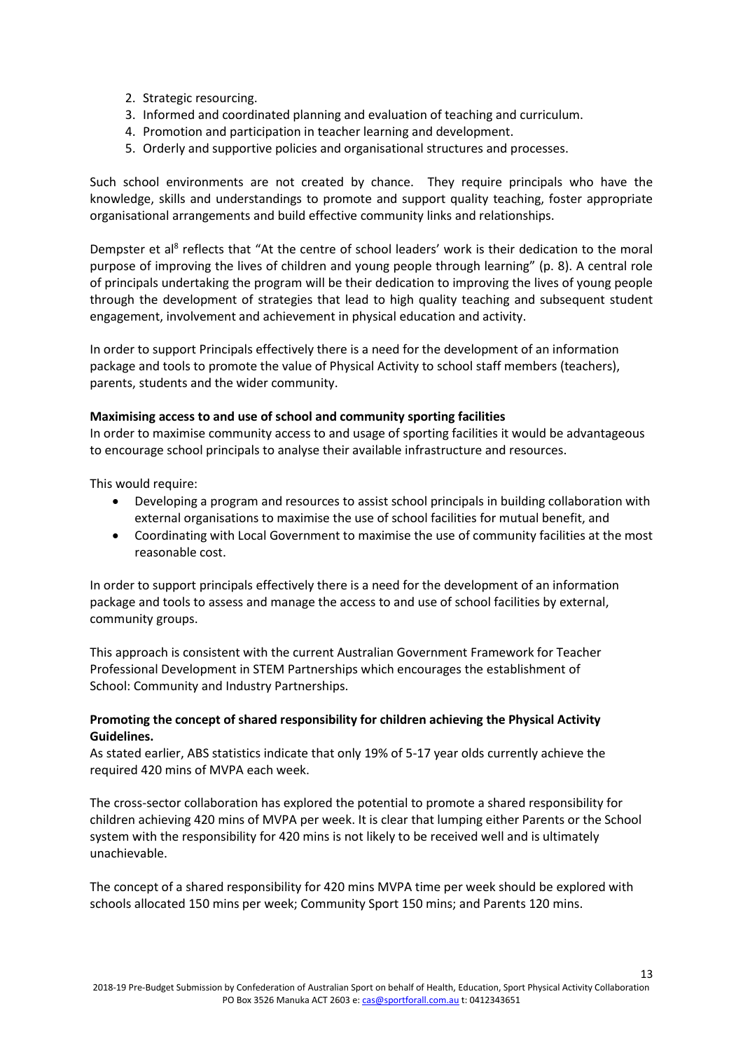2. Strategic resourcing.
3. Informed and coordinated planning and evaluation of teaching and curriculum.
4. Promotion and participation in teacher learning and development.
5. Orderly and supportive policies and organisational structures and processes.

Such school environments are not created by chance. They require principals who have the knowledge, skills and understandings to promote and support quality teaching, foster appropriate organisational arrangements and build effective community links and relationships.

Dempster et al[8] reflects that "At the centre of school leaders' work is their dedication to the moral purpose of improving the lives of children and young people through learning" (p. 8). A central role of principals undertaking the program will be their dedication to improving the lives of young people through the development of strategies that lead to high quality teaching and subsequent student engagement, involvement and achievement in physical education and activity.

In order to support Principals effectively there is a need for the development of an information package and tools to promote the value of Physical Activity to school staff members (teachers), parents, students and the wider community.

**Maximising access to and use of school and community sporting facilities**

In order to maximise community access to and usage of sporting facilities it would be advantageous to encourage school principals to analyse their available infrastructure and resources.

This would require:

- Developing a program and resources to assist school principals in building collaboration with external organisations to maximise the use of school facilities for mutual benefit, and
- Coordinating with Local Government to maximise the use of community facilities at the most reasonable cost.

In order to support principals effectively there is a need for the development of an information package and tools to assess and manage the access to and use of school facilities by external, community groups.

This approach is consistent with the current Australian Government Framework for Teacher Professional Development in STEM Partnerships which encourages the establishment of School: Community and Industry Partnerships.

**Promoting the concept of shared responsibility for children achieving the Physical Activity Guidelines.**

As stated earlier, ABS statistics indicate that only 19% of 5-17 year olds currently achieve the required 420 mins of MVPA each week.

The cross-sector collaboration has explored the potential to promote a shared responsibility for children achieving 420 mins of MVPA per week. It is clear that lumping either Parents or the School system with the responsibility for 420 mins is not likely to be received well and is ultimately unachievable.

The concept of a shared responsibility for 420 mins MVPA time per week should be explored with schools allocated 150 mins per week; Community Sport 150 mins; and Parents 120 mins.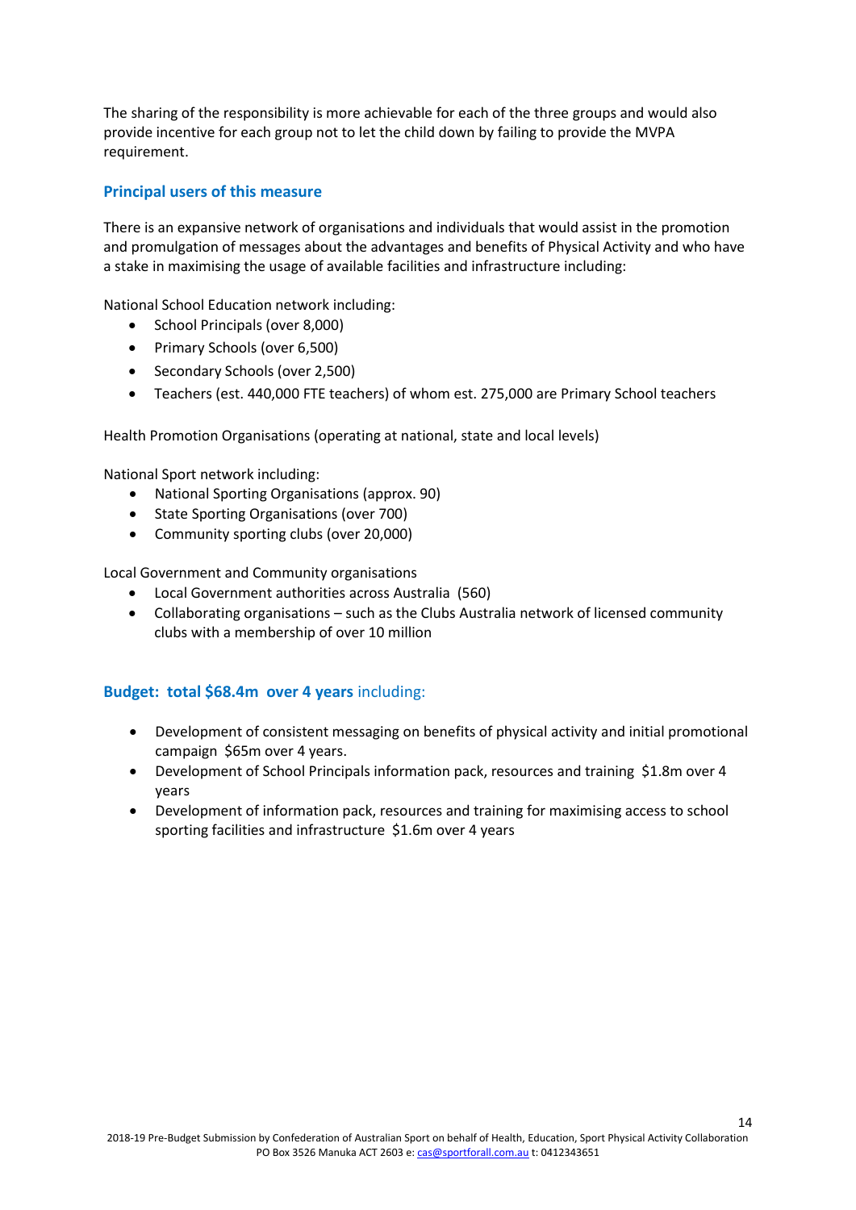The sharing of the responsibility is more achievable for each of the three groups and would also provide incentive for each group not to let the child down by failing to provide the MVPA requirement.

## Principal users of this measure

There is an expansive network of organisations and individuals that would assist in the promotion and promulgation of messages about the advantages and benefits of Physical Activity and who have a stake in maximising the usage of available facilities and infrastructure including:

National School Education network including:

- School Principals (over 8,000)
- Primary Schools (over 6,500)
- Secondary Schools (over 2,500)
- Teachers (est. 440,000 FTE teachers) of whom est. 275,000 are Primary School teachers

Health Promotion Organisations (operating at national, state and local levels)

National Sport network including:

- National Sporting Organisations (approx. 90)
- State Sporting Organisations (over 700)
- Community sporting clubs (over 20,000)

Local Government and Community organisations

- Local Government authorities across Australia (560)
- Collaborating organisations – such as the Clubs Australia network of licensed community clubs with a membership of over 10 million

## **Budget: total $68.4m over 4 years** including:

- Development of consistent messaging on benefits of physical activity and initial promotional campaign $65m over 4 years.
- Development of School Principals information pack, resources and training $1.8m over 4 years
- Development of information pack, resources and training for maximising access to school sporting facilities and infrastructure $1.6m over 4 years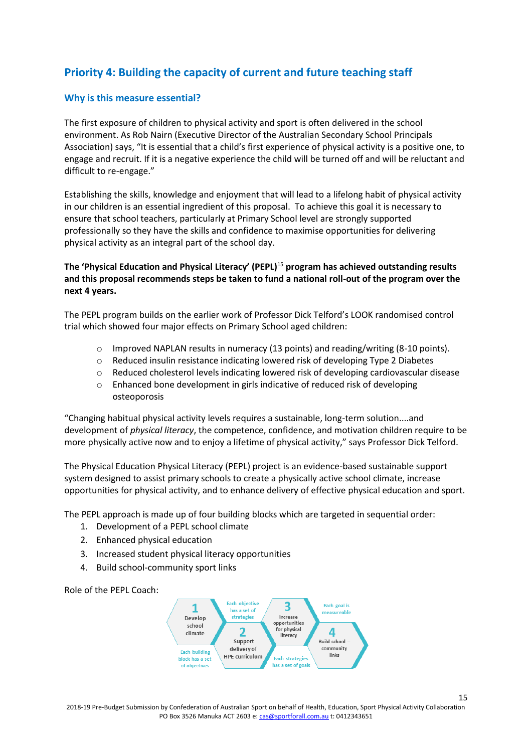## Priority 4: Building the capacity of current and future teaching staff

### Why is this measure essential?

The first exposure of children to physical activity and sport is often delivered in the school environment. As Rob Nairn (Executive Director of the Australian Secondary School Principals Association) says, "It is essential that a child's first experience of physical activity is a positive one, to engage and recruit. If it is a negative experience the child will be turned off and will be reluctant and difficult to re-engage."

Establishing the skills, knowledge and enjoyment that will lead to a lifelong habit of physical activity in our children is an essential ingredient of this proposal. To achieve this goal it is necessary to ensure that school teachers, particularly at Primary School level are strongly supported professionally so they have the skills and confidence to maximise opportunities for delivering physical activity as an integral part of the school day.

**The 'Physical Education and Physical Literacy' (PEPL)[15] program has achieved outstanding results and this proposal recommends steps be taken to fund a national roll-out of the program over the next 4 years.**

The PEPL program builds on the earlier work of Professor Dick Telford's LOOK randomised control trial which showed four major effects on Primary School aged children:

- Improved NAPLAN results in numeracy (13 points) and reading/writing (8-10 points).
- Reduced insulin resistance indicating lowered risk of developing Type 2 Diabetes
- Reduced cholesterol levels indicating lowered risk of developing cardiovascular disease
- Enhanced bone development in girls indicative of reduced risk of developing osteoporosis

"Changing habitual physical activity levels requires a sustainable, long-term solution....and development of *physical literacy*, the competence, confidence, and motivation children require to be more physically active now and to enjoy a lifetime of physical activity," says Professor Dick Telford.

The Physical Education Physical Literacy (PEPL) project is an evidence-based sustainable support system designed to assist primary schools to create a physically active school climate, increase opportunities for physical activity, and to enhance delivery of effective physical education and sport.

The PEPL approach is made up of four building blocks which are targeted in sequential order:

1. Development of a PEPL school climate
2. Enhanced physical education
3. Increased student physical literacy opportunities
4. Build school-community sport links

Role of the PEPL Coach:

1 Develop school climate

Each building block has a set of objectives

Each objective has a set of strategies

2 Support delivery of HPE curriculum

3 Increase opportunities for physical literacy

Each strategies has a set of goals

Each goal is measureable

4 Build school – community links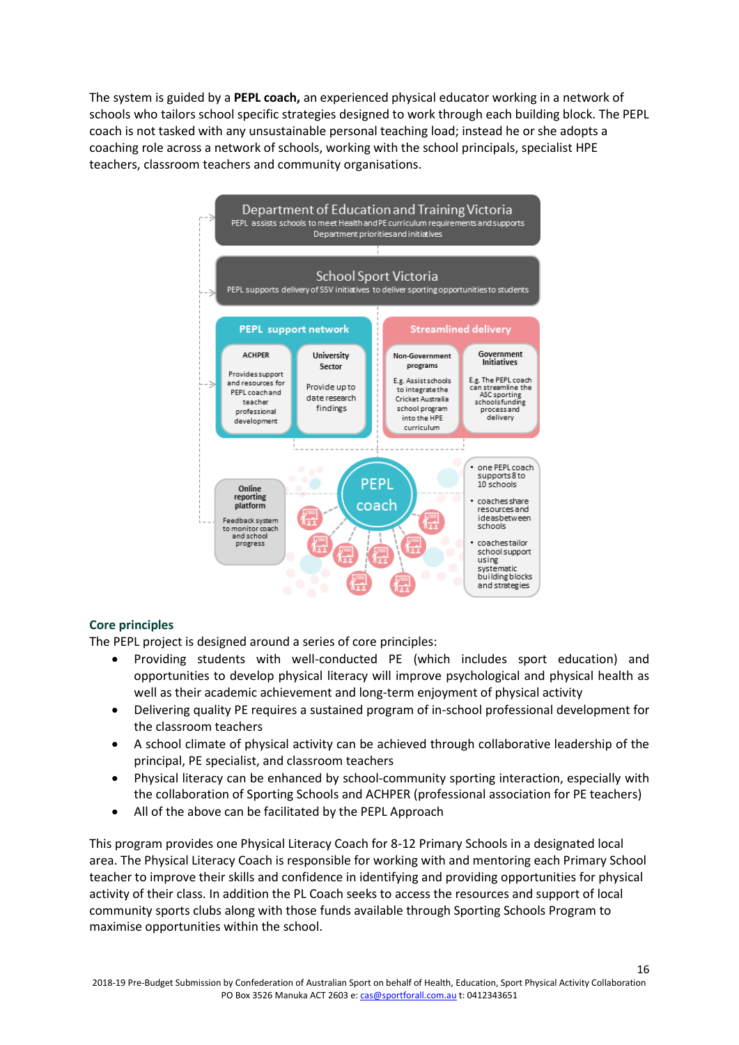The system is guided by a **PEPL coach,** an experienced physical educator working in a network of schools who tailors school specific strategies designed to work through each building block. The PEPL coach is not tasked with any unsustainable personal teaching load; instead he or she adopts a coaching role across a network of schools, working with the school principals, specialist HPE teachers, classroom teachers and community organisations.

**Department of Education and Training Victoria**
PEPL assists schools to meet Health and PE curriculum requirements and supports Department priorities and initiatives

**School Sport Victoria**
PEPL supports delivery of SSV initiatives to deliver sporting opportunities to students

**PEPL support network**

- **ACHPER** – Provides support and resources for PEPL coach and teacher professional development
- **University Sector** – Provide up to date research findings

**Streamlined delivery**

- **Non-Government programs** – E.g. Assist schools to integrate the Cricket Australia school program into the HPE curriculum
- **Government Initiatives** – E.g. The PEPL coach can streamline the ASC sporting schools funding process and delivery

**Online reporting platform**
Feedback system to monitor coach and school progress

**PEPL coach**

- one PEPL coach supports 8 to 10 schools
- coaches share resources and ideas between schools
- coaches tailor school support using systematic building blocks and strategies

## Core principles

The PEPL project is designed around a series of core principles:

- Providing students with well-conducted PE (which includes sport education) and opportunities to develop physical literacy will improve psychological and physical health as well as their academic achievement and long-term enjoyment of physical activity
- Delivering quality PE requires a sustained program of in-school professional development for the classroom teachers
- A school climate of physical activity can be achieved through collaborative leadership of the principal, PE specialist, and classroom teachers
- Physical literacy can be enhanced by school-community sporting interaction, especially with the collaboration of Sporting Schools and ACHPER (professional association for PE teachers)
- All of the above can be facilitated by the PEPL Approach

This program provides one Physical Literacy Coach for 8-12 Primary Schools in a designated local area. The Physical Literacy Coach is responsible for working with and mentoring each Primary School teacher to improve their skills and confidence in identifying and providing opportunities for physical activity of their class. In addition the PL Coach seeks to access the resources and support of local community sports clubs along with those funds available through Sporting Schools Program to maximise opportunities within the school.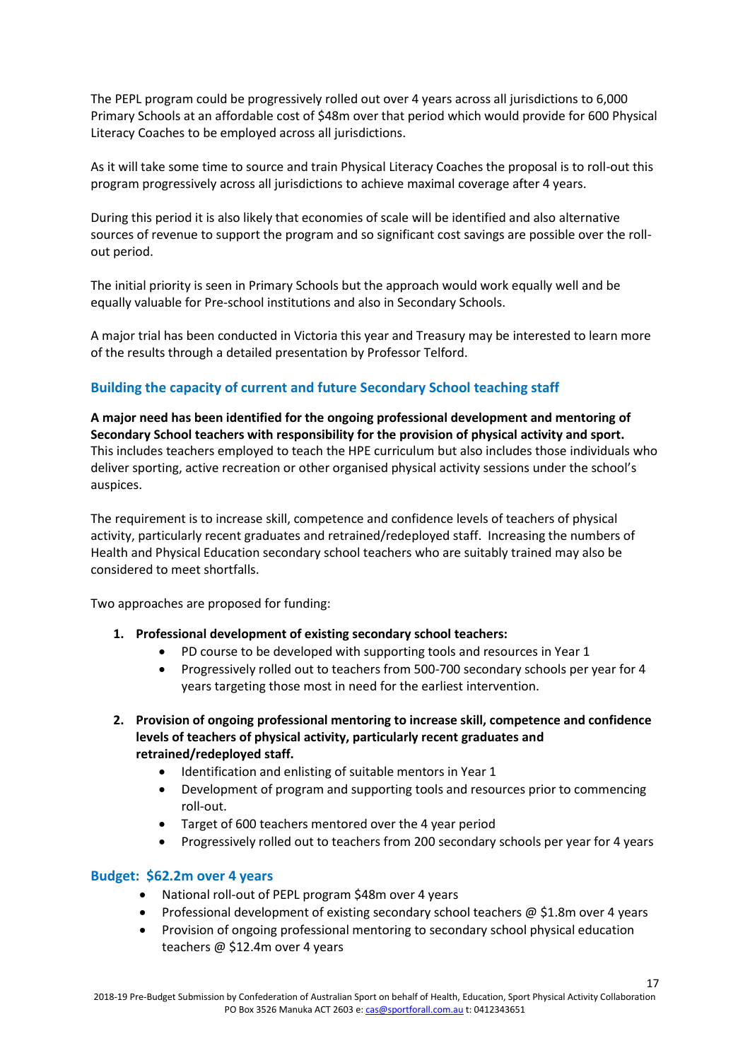The PEPL program could be progressively rolled out over 4 years across all jurisdictions to 6,000 Primary Schools at an affordable cost of $48m over that period which would provide for 600 Physical Literacy Coaches to be employed across all jurisdictions.

As it will take some time to source and train Physical Literacy Coaches the proposal is to roll-out this program progressively across all jurisdictions to achieve maximal coverage after 4 years.

During this period it is also likely that economies of scale will be identified and also alternative sources of revenue to support the program and so significant cost savings are possible over the roll-out period.

The initial priority is seen in Primary Schools but the approach would work equally well and be equally valuable for Pre-school institutions and also in Secondary Schools.

A major trial has been conducted in Victoria this year and Treasury may be interested to learn more of the results through a detailed presentation by Professor Telford.

## Building the capacity of current and future Secondary School teaching staff

**A major need has been identified for the ongoing professional development and mentoring of Secondary School teachers with responsibility for the provision of physical activity and sport.** This includes teachers employed to teach the HPE curriculum but also includes those individuals who deliver sporting, active recreation or other organised physical activity sessions under the school's auspices.

The requirement is to increase skill, competence and confidence levels of teachers of physical activity, particularly recent graduates and retrained/redeployed staff. Increasing the numbers of Health and Physical Education secondary school teachers who are suitably trained may also be considered to meet shortfalls.

Two approaches are proposed for funding:

1. **Professional development of existing secondary school teachers:**
   - PD course to be developed with supporting tools and resources in Year 1
   - Progressively rolled out to teachers from 500-700 secondary schools per year for 4 years targeting those most in need for the earliest intervention.

2. **Provision of ongoing professional mentoring to increase skill, competence and confidence levels of teachers of physical activity, particularly recent graduates and retrained/redeployed staff.**
   - Identification and enlisting of suitable mentors in Year 1
   - Development of program and supporting tools and resources prior to commencing roll-out.
   - Target of 600 teachers mentored over the 4 year period
   - Progressively rolled out to teachers from 200 secondary schools per year for 4 years

## Budget: $62.2m over 4 years

- National roll-out of PEPL program $48m over 4 years
- Professional development of existing secondary school teachers @ $1.8m over 4 years
- Provision of ongoing professional mentoring to secondary school physical education teachers @ $12.4m over 4 years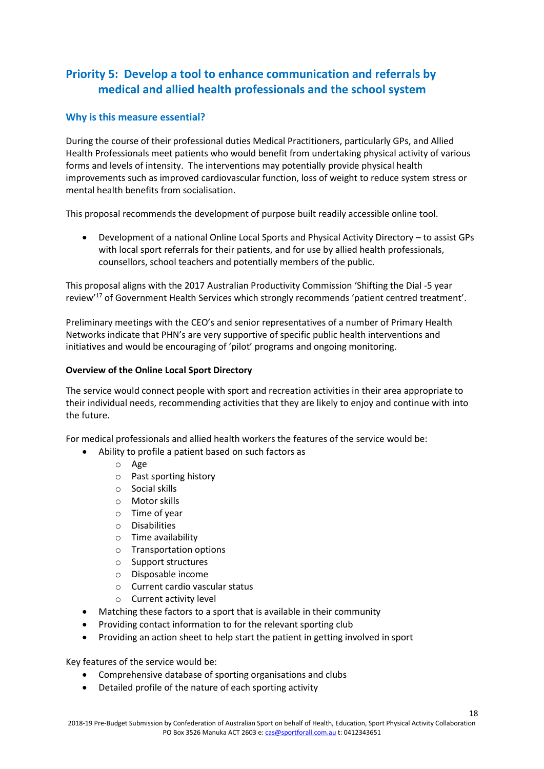## Priority 5: Develop a tool to enhance communication and referrals by medical and allied health professionals and the school system

### Why is this measure essential?

During the course of their professional duties Medical Practitioners, particularly GPs, and Allied Health Professionals meet patients who would benefit from undertaking physical activity of various forms and levels of intensity. The interventions may potentially provide physical health improvements such as improved cardiovascular function, loss of weight to reduce system stress or mental health benefits from socialisation.

This proposal recommends the development of purpose built readily accessible online tool.

- Development of a national Online Local Sports and Physical Activity Directory – to assist GPs with local sport referrals for their patients, and for use by allied health professionals, counsellors, school teachers and potentially members of the public.

This proposal aligns with the 2017 Australian Productivity Commission 'Shifting the Dial -5 year review'[17] of Government Health Services which strongly recommends 'patient centred treatment'.

Preliminary meetings with the CEO's and senior representatives of a number of Primary Health Networks indicate that PHN's are very supportive of specific public health interventions and initiatives and would be encouraging of 'pilot' programs and ongoing monitoring.

**Overview of the Online Local Sport Directory**

The service would connect people with sport and recreation activities in their area appropriate to their individual needs, recommending activities that they are likely to enjoy and continue with into the future.

For medical professionals and allied health workers the features of the service would be:

- Ability to profile a patient based on such factors as
  - Age
  - Past sporting history
  - Social skills
  - Motor skills
  - Time of year
  - Disabilities
  - Time availability
  - Transportation options
  - Support structures
  - Disposable income
  - Current cardio vascular status
  - Current activity level
- Matching these factors to a sport that is available in their community
- Providing contact information to for the relevant sporting club
- Providing an action sheet to help start the patient in getting involved in sport

Key features of the service would be:

- Comprehensive database of sporting organisations and clubs
- Detailed profile of the nature of each sporting activity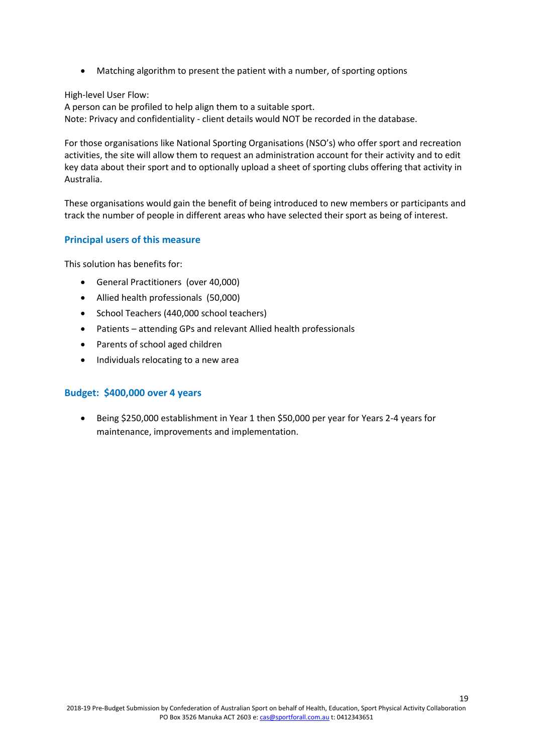- Matching algorithm to present the patient with a number, of sporting options

High-level User Flow:
A person can be profiled to help align them to a suitable sport.
Note: Privacy and confidentiality - client details would NOT be recorded in the database.

For those organisations like National Sporting Organisations (NSO's) who offer sport and recreation activities, the site will allow them to request an administration account for their activity and to edit key data about their sport and to optionally upload a sheet of sporting clubs offering that activity in Australia.

These organisations would gain the benefit of being introduced to new members or participants and track the number of people in different areas who have selected their sport as being of interest.

## Principal users of this measure

This solution has benefits for:

- General Practitioners (over 40,000)
- Allied health professionals (50,000)
- School Teachers (440,000 school teachers)
- Patients – attending GPs and relevant Allied health professionals
- Parents of school aged children
- Individuals relocating to a new area

## Budget: $400,000 over 4 years

- Being $250,000 establishment in Year 1 then $50,000 per year for Years 2-4 years for maintenance, improvements and implementation.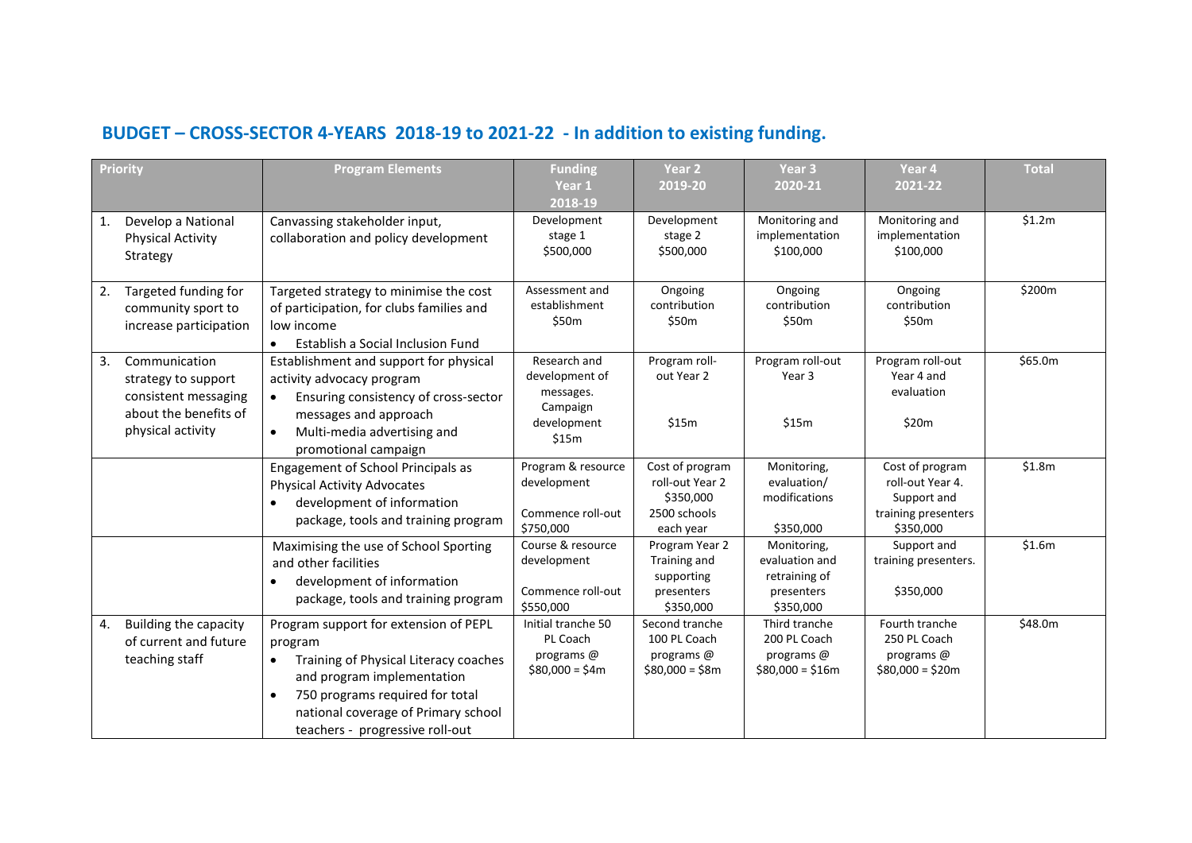## BUDGET – CROSS-SECTOR 4-YEARS 2018-19 to 2021-22 - In addition to existing funding.

| Priority | Program Elements | Funding Year 1 2018-19 | Year 2 2019-20 | Year 3 2020-21 | Year 4 2021-22 | Total |
|---|---|---|---|---|---|---|
| 1. Develop a National Physical Activity Strategy | Canvassing stakeholder input, collaboration and policy development | Development stage 1 $500,000 | Development stage 2 $500,000 | Monitoring and implementation $100,000 | Monitoring and implementation $100,000 | $1.2m |
| 2. Targeted funding for community sport to increase participation | Targeted strategy to minimise the cost of participation, for clubs families and low income<br>• Establish a Social Inclusion Fund | Assessment and establishment $50m | Ongoing contribution $50m | Ongoing contribution $50m | Ongoing contribution $50m | $200m |
| 3. Communication strategy to support consistent messaging about the benefits of physical activity | Establishment and support for physical activity advocacy program<br>• Ensuring consistency of cross-sector messages and approach<br>• Multi-media advertising and promotional campaign | Research and development of messages. Campaign development $15m | Program roll-out Year 2 $15m | Program roll-out Year 3 $15m | Program roll-out Year 4 and evaluation $20m | $65.0m |
| | Engagement of School Principals as Physical Activity Advocates<br>• development of information package, tools and training program | Program & resource development<br>Commence roll-out $750,000 | Cost of program roll-out Year 2 $350,000 2500 schools each year | Monitoring, evaluation/ modifications<br>$350,000 | Cost of program roll-out Year 4. Support and training presenters $350,000 | $1.8m |
| | Maximising the use of School Sporting and other facilities<br>• development of information package, tools and training program | Course & resource development<br>Commence roll-out $550,000 | Program Year 2 Training and supporting presenters $350,000 | Monitoring, evaluation and retraining of presenters $350,000 | Support and training presenters.<br>$350,000 | $1.6m |
| 4. Building the capacity of current and future teaching staff | Program support for extension of PEPL program<br>• Training of Physical Literacy coaches and program implementation<br>• 750 programs required for total national coverage of Primary school teachers - progressive roll-out | Initial tranche 50 PL Coach programs @ $80,000 = $4m | Second tranche 100 PL Coach programs @ $80,000 = $8m | Third tranche 200 PL Coach programs @ $80,000 = $16m | Fourth tranche 250 PL Coach programs @ $80,000 = $20m | $48.0m |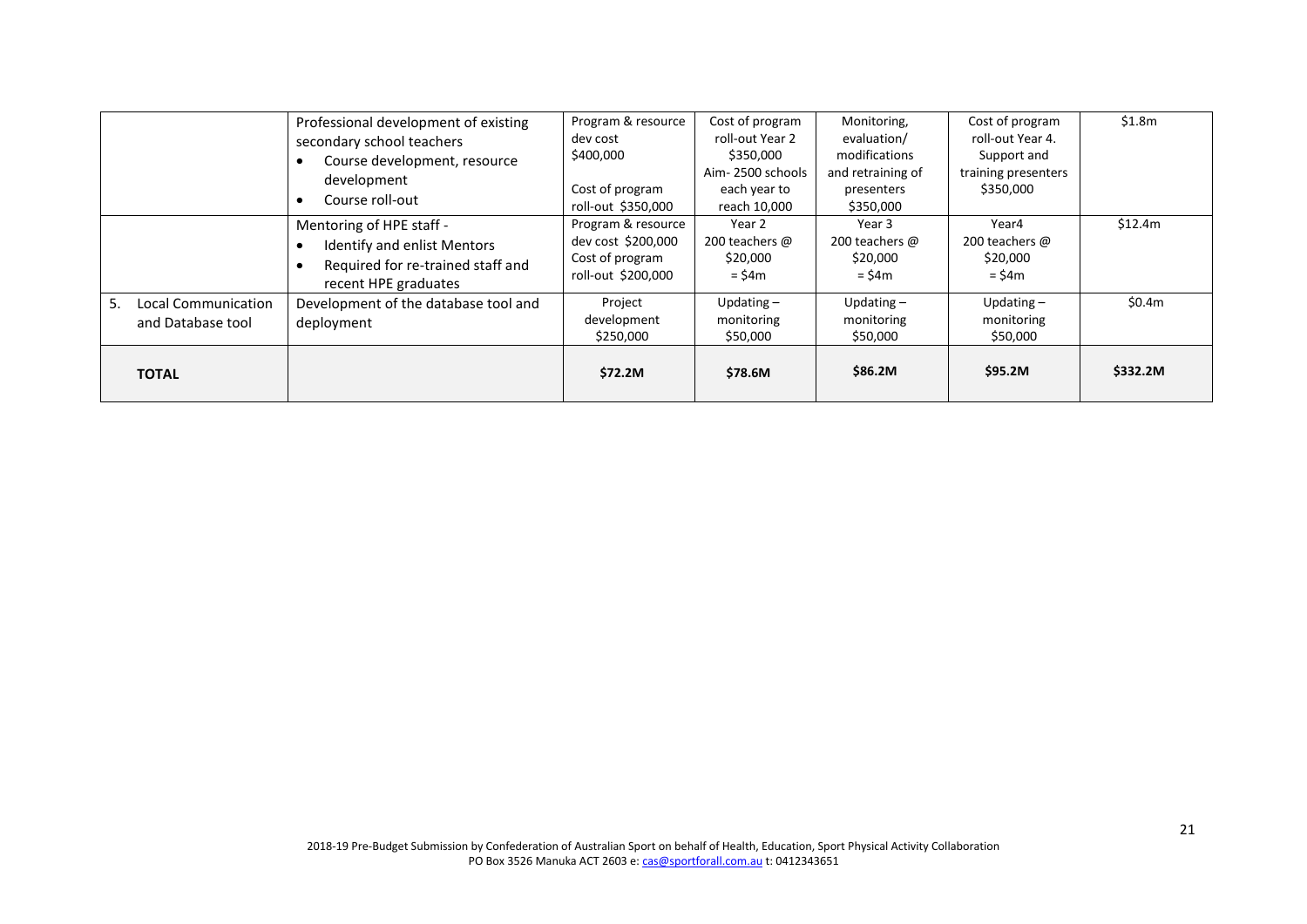| | | | | | | |
|---|---|---|---|---|---|---|
| | Professional development of existing secondary school teachers<br>• Course development, resource development<br>• Course roll-out | Program & resource dev cost $400,000<br><br>Cost of program roll-out $350,000 | Cost of program roll-out Year 2 $350,000 Aim- 2500 schools each year to reach 10,000 | Monitoring, evaluation/ modifications and retraining of presenters $350,000 | Cost of program roll-out Year 4. Support and training presenters $350,000 | $1.8m |
| | Mentoring of HPE staff -<br>• Identify and enlist Mentors<br>• Required for re-trained staff and recent HPE graduates | Program & resource dev cost $200,000 Cost of program roll-out $200,000 | Year 2<br>200 teachers @ $20,000<br>= $4m | Year 3<br>200 teachers @ $20,000<br>= $4m | Year4<br>200 teachers @ $20,000<br>= $4m | $12.4m |
| 5. Local Communication and Database tool | Development of the database tool and deployment | Project development $250,000 | Updating – monitoring $50,000 | Updating – monitoring $50,000 | Updating – monitoring $50,000 | $0.4m |
| **TOTAL** | | **$72.2M** | **$78.6M** | **$86.2M** | **$95.2M** | **$332.2M** |

2018-19 Pre-Budget Submission by Confederation of Australian Sport on behalf of Health, Education, Sport Physical Activity Collaboration
PO Box 3526 Manuka ACT 2603 e: cas@sportforall.com.au t: 0412343651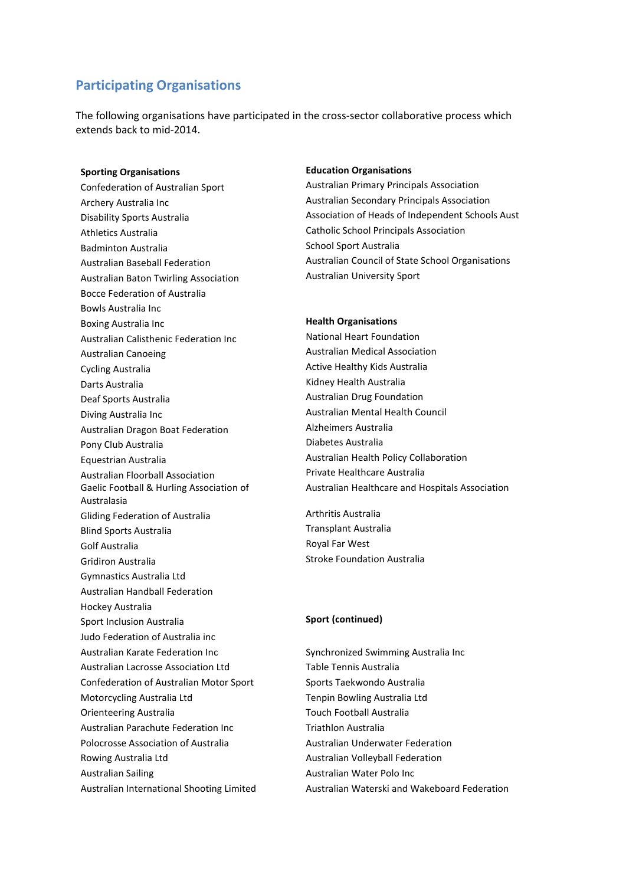## Participating Organisations

The following organisations have participated in the cross-sector collaborative process which extends back to mid-2014.

**Sporting Organisations**

Confederation of Australian Sport
Archery Australia Inc
Disability Sports Australia
Athletics Australia
Badminton Australia
Australian Baseball Federation
Australian Baton Twirling Association
Bocce Federation of Australia
Bowls Australia Inc
Boxing Australia Inc
Australian Calisthenic Federation Inc
Australian Canoeing
Cycling Australia
Darts Australia
Deaf Sports Australia
Diving Australia Inc
Australian Dragon Boat Federation
Pony Club Australia
Equestrian Australia
Australian Floorball Association
Gaelic Football & Hurling Association of Australasia
Gliding Federation of Australia
Blind Sports Australia
Golf Australia
Gridiron Australia
Gymnastics Australia Ltd
Australian Handball Federation
Hockey Australia
Sport Inclusion Australia
Judo Federation of Australia inc
Australian Karate Federation Inc
Australian Lacrosse Association Ltd
Confederation of Australian Motor Sport
Motorcycling Australia Ltd
Orienteering Australia
Australian Parachute Federation Inc
Polocrosse Association of Australia
Rowing Australia Ltd
Australian Sailing
Australian International Shooting Limited

**Sport (continued)**

Synchronized Swimming Australia Inc
Table Tennis Australia
Sports Taekwondo Australia
Tenpin Bowling Australia Ltd
Touch Football Australia
Triathlon Australia
Australian Underwater Federation
Australian Volleyball Federation
Australian Water Polo Inc
Australian Waterski and Wakeboard Federation

**Education Organisations**

Australian Primary Principals Association
Australian Secondary Principals Association
Association of Heads of Independent Schools Aust
Catholic School Principals Association
School Sport Australia
Australian Council of State School Organisations
Australian University Sport

**Health Organisations**

National Heart Foundation
Australian Medical Association
Active Healthy Kids Australia
Kidney Health Australia
Australian Drug Foundation
Australian Mental Health Council
Alzheimers Australia
Diabetes Australia
Australian Health Policy Collaboration
Private Healthcare Australia
Australian Healthcare and Hospitals Association

Arthritis Australia
Transplant Australia
Royal Far West
Stroke Foundation Australia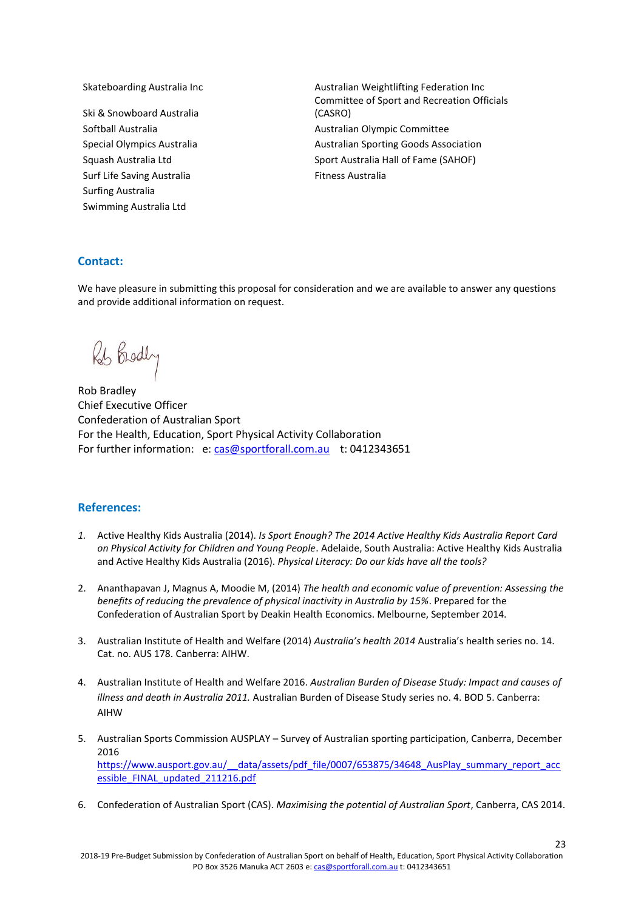Skateboarding Australia Inc

Ski & Snowboard Australia

Softball Australia

Special Olympics Australia

Squash Australia Ltd

Surf Life Saving Australia

Surfing Australia

Swimming Australia Ltd

Australian Weightlifting Federation Inc

Committee of Sport and Recreation Officials (CASRO)

Australian Olympic Committee

Australian Sporting Goods Association

Sport Australia Hall of Fame (SAHOF)

Fitness Australia

## Contact:

We have pleasure in submitting this proposal for consideration and we are available to answer any questions and provide additional information on request.

Rob Bradley

Rob Bradley
Chief Executive Officer
Confederation of Australian Sport
For the Health, Education, Sport Physical Activity Collaboration
For further information: e: cas@sportforall.com.au t: 0412343651

## References:

1. Active Healthy Kids Australia (2014). *Is Sport Enough? The 2014 Active Healthy Kids Australia Report Card on Physical Activity for Children and Young People*. Adelaide, South Australia: Active Healthy Kids Australia and Active Healthy Kids Australia (2016). *Physical Literacy: Do our kids have all the tools?*

2. Ananthapavan J, Magnus A, Moodie M, (2014) *The health and economic value of prevention: Assessing the benefits of reducing the prevalence of physical inactivity in Australia by 15%*. Prepared for the Confederation of Australian Sport by Deakin Health Economics. Melbourne, September 2014.

3. Australian Institute of Health and Welfare (2014) *Australia's health 2014* Australia's health series no. 14. Cat. no. AUS 178. Canberra: AIHW.

4. Australian Institute of Health and Welfare 2016. *Australian Burden of Disease Study: Impact and causes of illness and death in Australia 2011.* Australian Burden of Disease Study series no. 4. BOD 5. Canberra: AIHW

5. Australian Sports Commission AUSPLAY – Survey of Australian sporting participation, Canberra, December 2016
https://www.ausport.gov.au/__data/assets/pdf_file/0007/653875/34648_AusPlay_summary_report_accessible_FINAL_updated_211216.pdf

6. Confederation of Australian Sport (CAS). *Maximising the potential of Australian Sport*, Canberra, CAS 2014.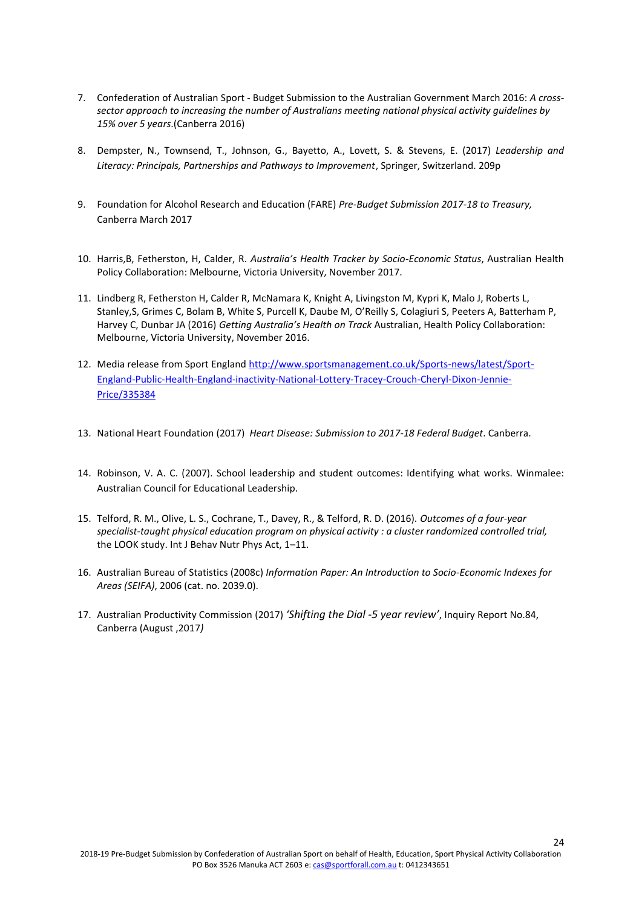7. Confederation of Australian Sport - Budget Submission to the Australian Government March 2016: *A cross-sector approach to increasing the number of Australians meeting national physical activity guidelines by 15% over 5 years*.(Canberra 2016)

8. Dempster, N., Townsend, T., Johnson, G., Bayetto, A., Lovett, S. & Stevens, E. (2017) *Leadership and Literacy: Principals, Partnerships and Pathways to Improvement*, Springer, Switzerland. 209p

9. Foundation for Alcohol Research and Education (FARE) *Pre-Budget Submission 2017-18 to Treasury,* Canberra March 2017

10. Harris,B, Fetherston, H, Calder, R. *Australia's Health Tracker by Socio-Economic Status*, Australian Health Policy Collaboration: Melbourne, Victoria University, November 2017.

11. Lindberg R, Fetherston H, Calder R, McNamara K, Knight A, Livingston M, Kypri K, Malo J, Roberts L, Stanley,S, Grimes C, Bolam B, White S, Purcell K, Daube M, O'Reilly S, Colagiuri S, Peeters A, Batterham P, Harvey C, Dunbar JA (2016) *Getting Australia's Health on Track* Australian, Health Policy Collaboration: Melbourne, Victoria University, November 2016.

12. Media release from Sport England [http://www.sportsmanagement.co.uk/Sports-news/latest/Sport-England-Public-Health-England-inactivity-National-Lottery-Tracey-Crouch-Cheryl-Dixon-Jennie-Price/335384](http://www.sportsmanagement.co.uk/Sports-news/latest/Sport-England-Public-Health-England-inactivity-National-Lottery-Tracey-Crouch-Cheryl-Dixon-Jennie-Price/335384)

13. National Heart Foundation (2017) *Heart Disease: Submission to 2017-18 Federal Budget*. Canberra.

14. Robinson, V. A. C. (2007). School leadership and student outcomes: Identifying what works. Winmalee: Australian Council for Educational Leadership.

15. Telford, R. M., Olive, L. S., Cochrane, T., Davey, R., & Telford, R. D. (2016). *Outcomes of a four-year specialist-taught physical education program on physical activity : a cluster randomized controlled trial,* the LOOK study. Int J Behav Nutr Phys Act, 1–11.

16. Australian Bureau of Statistics (2008c) *Information Paper: An Introduction to Socio-Economic Indexes for Areas (SEIFA)*, 2006 (cat. no. 2039.0).

17. Australian Productivity Commission (2017) *'Shifting the Dial -5 year review'*, Inquiry Report No.84, Canberra (August ,2017*)*